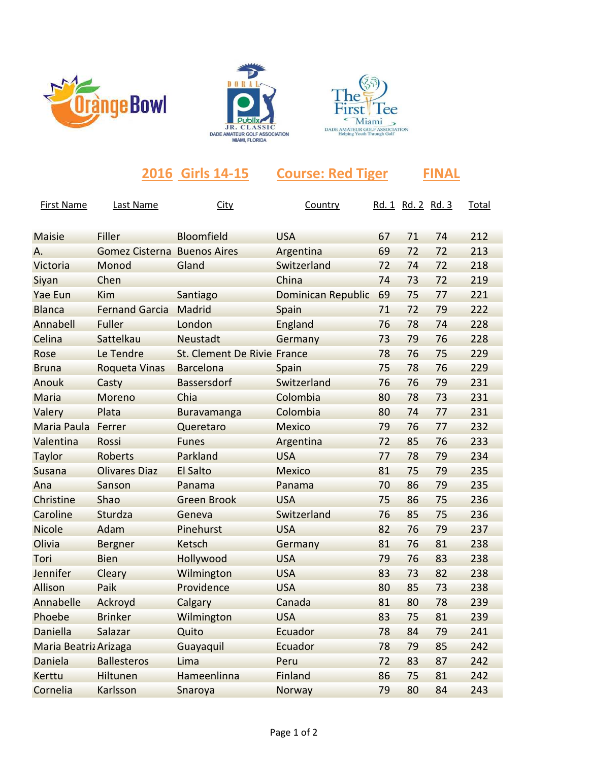## 2016 Girls 14-15 Course: Red Tiger FINAL

| First Name | Last Name | City | Country | Rd. 1 | Rd. 2 | Rd. 3 | Total |
|---|---|---|---|---|---|---|---|
| Maisie | Filler | Bloomfield | USA | 67 | 71 | 74 | 212 |
| A. | Gomez Cisterna | Buenos Aires | Argentina | 69 | 72 | 72 | 213 |
| Victoria | Monod | Gland | Switzerland | 72 | 74 | 72 | 218 |
| Siyan | Chen | | China | 74 | 73 | 72 | 219 |
| Yae Eun | Kim | Santiago | Dominican Republic | 69 | 75 | 77 | 221 |
| Blanca | Fernand Garcia | Madrid | Spain | 71 | 72 | 79 | 222 |
| Annabell | Fuller | London | England | 76 | 78 | 74 | 228 |
| Celina | Sattelkau | Neustadt | Germany | 73 | 79 | 76 | 228 |
| Rose | Le Tendre | St. Clement De Rivie | France | 78 | 76 | 75 | 229 |
| Bruna | Roqueta Vinas | Barcelona | Spain | 75 | 78 | 76 | 229 |
| Anouk | Casty | Bassersdorf | Switzerland | 76 | 76 | 79 | 231 |
| Maria | Moreno | Chia | Colombia | 80 | 78 | 73 | 231 |
| Valery | Plata | Buravamanga | Colombia | 80 | 74 | 77 | 231 |
| Maria Paula | Ferrer | Queretaro | Mexico | 79 | 76 | 77 | 232 |
| Valentina | Rossi | Funes | Argentina | 72 | 85 | 76 | 233 |
| Taylor | Roberts | Parkland | USA | 77 | 78 | 79 | 234 |
| Susana | Olivares Diaz | El Salto | Mexico | 81 | 75 | 79 | 235 |
| Ana | Sanson | Panama | Panama | 70 | 86 | 79 | 235 |
| Christine | Shao | Green Brook | USA | 75 | 86 | 75 | 236 |
| Caroline | Sturdza | Geneva | Switzerland | 76 | 85 | 75 | 236 |
| Nicole | Adam | Pinehurst | USA | 82 | 76 | 79 | 237 |
| Olivia | Bergner | Ketsch | Germany | 81 | 76 | 81 | 238 |
| Tori | Bien | Hollywood | USA | 79 | 76 | 83 | 238 |
| Jennifer | Cleary | Wilmington | USA | 83 | 73 | 82 | 238 |
| Allison | Paik | Providence | USA | 80 | 85 | 73 | 238 |
| Annabelle | Ackroyd | Calgary | Canada | 81 | 80 | 78 | 239 |
| Phoebe | Brinker | Wilmington | USA | 83 | 75 | 81 | 239 |
| Daniella | Salazar | Quito | Ecuador | 78 | 84 | 79 | 241 |
| Maria Beatriz | Arizaga | Guayaquil | Ecuador | 78 | 79 | 85 | 242 |
| Daniela | Ballesteros | Lima | Peru | 72 | 83 | 87 | 242 |
| Kerttu | Hiltunen | Hameenlinna | Finland | 86 | 75 | 81 | 242 |
| Cornelia | Karlsson | Snaroya | Norway | 79 | 80 | 84 | 243 |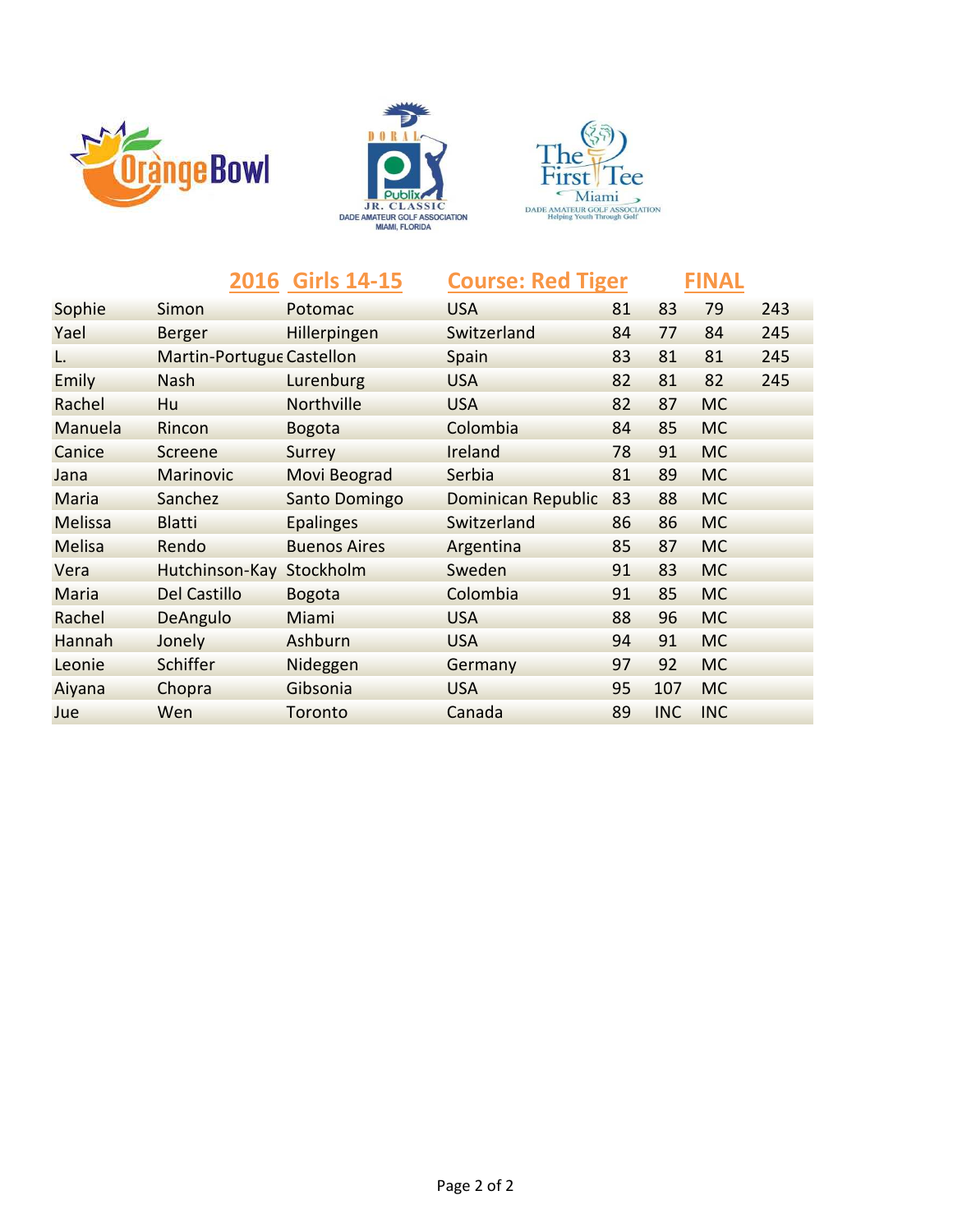## 2016 Girls 14-15 Course: Red Tiger FINAL

| | | | | | | | |
|---|---|---|---|---|---|---|---|
| Sophie | Simon | Potomac | USA | 81 | 83 | 79 | 243 |
| Yael | Berger | Hillerpingen | Switzerland | 84 | 77 | 84 | 245 |
| L. | Martin-Portugue | Castellon | Spain | 83 | 81 | 81 | 245 |
| Emily | Nash | Lurenburg | USA | 82 | 81 | 82 | 245 |
| Rachel | Hu | Northville | USA | 82 | 87 | MC | |
| Manuela | Rincon | Bogota | Colombia | 84 | 85 | MC | |
| Canice | Screene | Surrey | Ireland | 78 | 91 | MC | |
| Jana | Marinovic | Movi Beograd | Serbia | 81 | 89 | MC | |
| Maria | Sanchez | Santo Domingo | Dominican Republic | 83 | 88 | MC | |
| Melissa | Blatti | Epalinges | Switzerland | 86 | 86 | MC | |
| Melisa | Rendo | Buenos Aires | Argentina | 85 | 87 | MC | |
| Vera | Hutchinson-Kay | Stockholm | Sweden | 91 | 83 | MC | |
| Maria | Del Castillo | Bogota | Colombia | 91 | 85 | MC | |
| Rachel | DeAngulo | Miami | USA | 88 | 96 | MC | |
| Hannah | Jonely | Ashburn | USA | 94 | 91 | MC | |
| Leonie | Schiffer | Nideggen | Germany | 97 | 92 | MC | |
| Aiyana | Chopra | Gibsonia | USA | 95 | 107 | MC | |
| Jue | Wen | Toronto | Canada | 89 | INC | INC | |